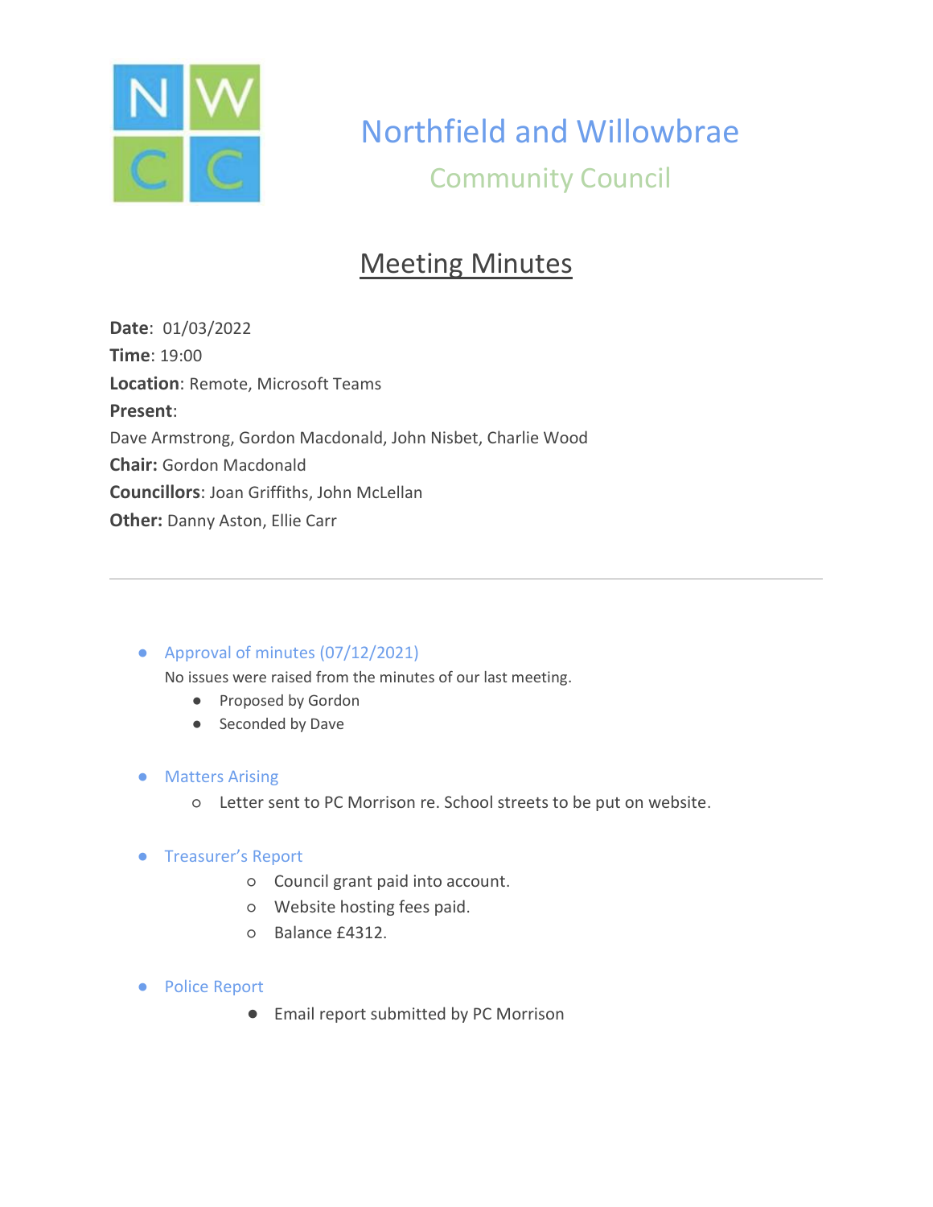# Northfield and Willowbrae

## Community Council

## Meeting Minutes

**Date**: 01/03/2022
**Time**: 19:00
**Location**: Remote, Microsoft Teams
**Present**:
Dave Armstrong, Gordon Macdonald, John Nisbet, Charlie Wood
**Chair:** Gordon Macdonald
**Councillors**: Joan Griffiths, John McLellan
**Other:** Danny Aston, Ellie Carr

---

- Approval of minutes (07/12/2021)

  No issues were raised from the minutes of our last meeting.

  - Proposed by Gordon
  - Seconded by Dave

- Matters Arising
  - Letter sent to PC Morrison re. School streets to be put on website.

- Treasurer's Report
  - Council grant paid into account.
  - Website hosting fees paid.
  - Balance £4312.

- Police Report
  - Email report submitted by PC Morrison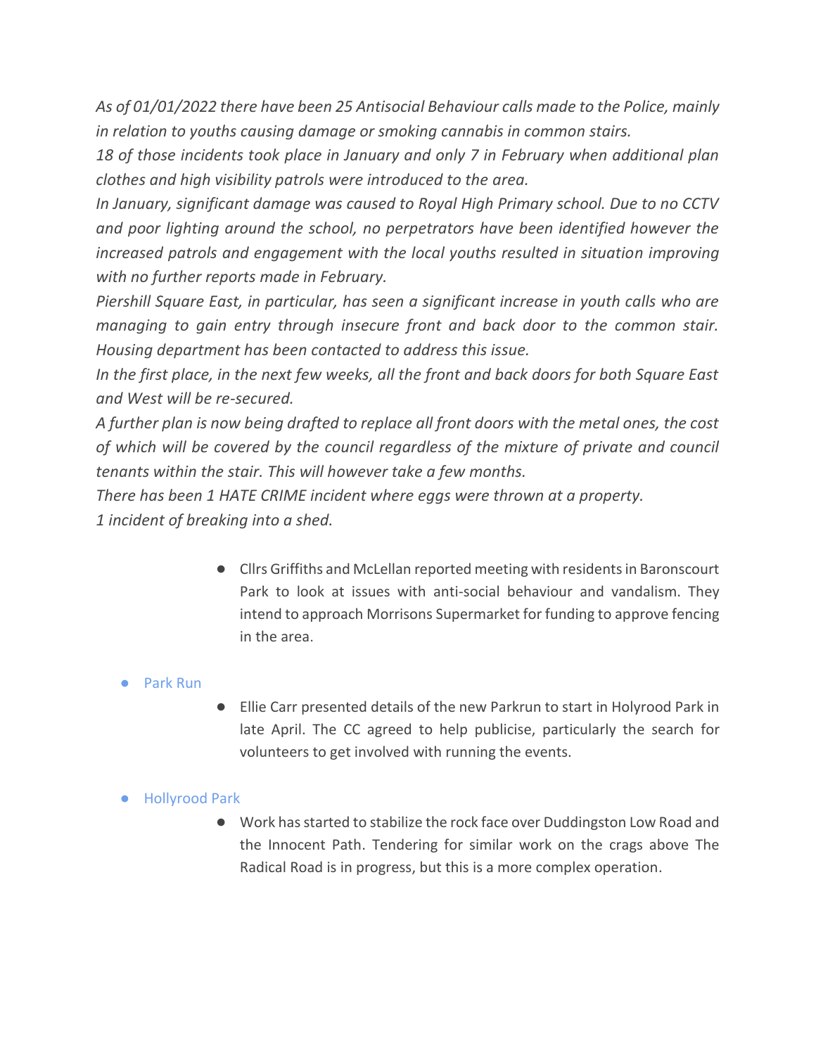*As of 01/01/2022 there have been 25 Antisocial Behaviour calls made to the Police, mainly in relation to youths causing damage or smoking cannabis in common stairs.*
*18 of those incidents took place in January and only 7 in February when additional plan clothes and high visibility patrols were introduced to the area.*
*In January, significant damage was caused to Royal High Primary school. Due to no CCTV and poor lighting around the school, no perpetrators have been identified however the increased patrols and engagement with the local youths resulted in situation improving with no further reports made in February.*
*Piershill Square East, in particular, has seen a significant increase in youth calls who are managing to gain entry through insecure front and back door to the common stair. Housing department has been contacted to address this issue.*
*In the first place, in the next few weeks, all the front and back doors for both Square East and West will be re-secured.*
*A further plan is now being drafted to replace all front doors with the metal ones, the cost of which will be covered by the council regardless of the mixture of private and council tenants within the stair. This will however take a few months.*
*There has been 1 HATE CRIME incident where eggs were thrown at a property.*
*1 incident of breaking into a shed.*

- Cllrs Griffiths and McLellan reported meeting with residents in Baronscourt Park to look at issues with anti-social behaviour and vandalism. They intend to approach Morrisons Supermarket for funding to approve fencing in the area.

- Park Run
    - Ellie Carr presented details of the new Parkrun to start in Holyrood Park in late April. The CC agreed to help publicise, particularly the search for volunteers to get involved with running the events.

- Hollyrood Park
    - Work has started to stabilize the rock face over Duddingston Low Road and the Innocent Path. Tendering for similar work on the crags above The Radical Road is in progress, but this is a more complex operation.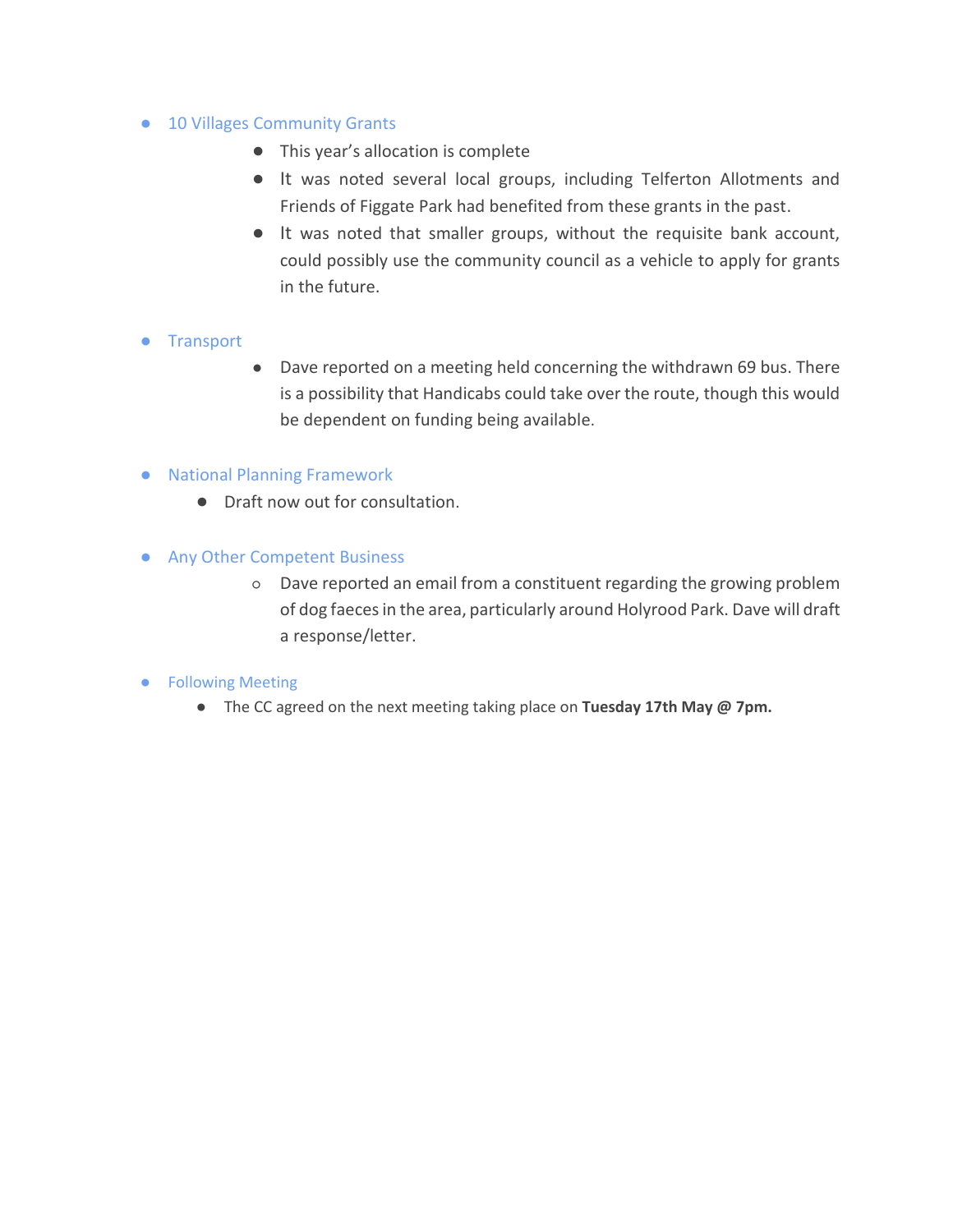- 10 Villages Community Grants
    - This year's allocation is complete
    - It was noted several local groups, including Telferton Allotments and Friends of Figgate Park had benefited from these grants in the past.
    - It was noted that smaller groups, without the requisite bank account, could possibly use the community council as a vehicle to apply for grants in the future.

- Transport
    - Dave reported on a meeting held concerning the withdrawn 69 bus. There is a possibility that Handicabs could take over the route, though this would be dependent on funding being available.

- National Planning Framework
    - Draft now out for consultation.

- Any Other Competent Business
    - Dave reported an email from a constituent regarding the growing problem of dog faeces in the area, particularly around Holyrood Park. Dave will draft a response/letter.

- Following Meeting
    - The CC agreed on the next meeting taking place on **Tuesday 17th May @ 7pm.**